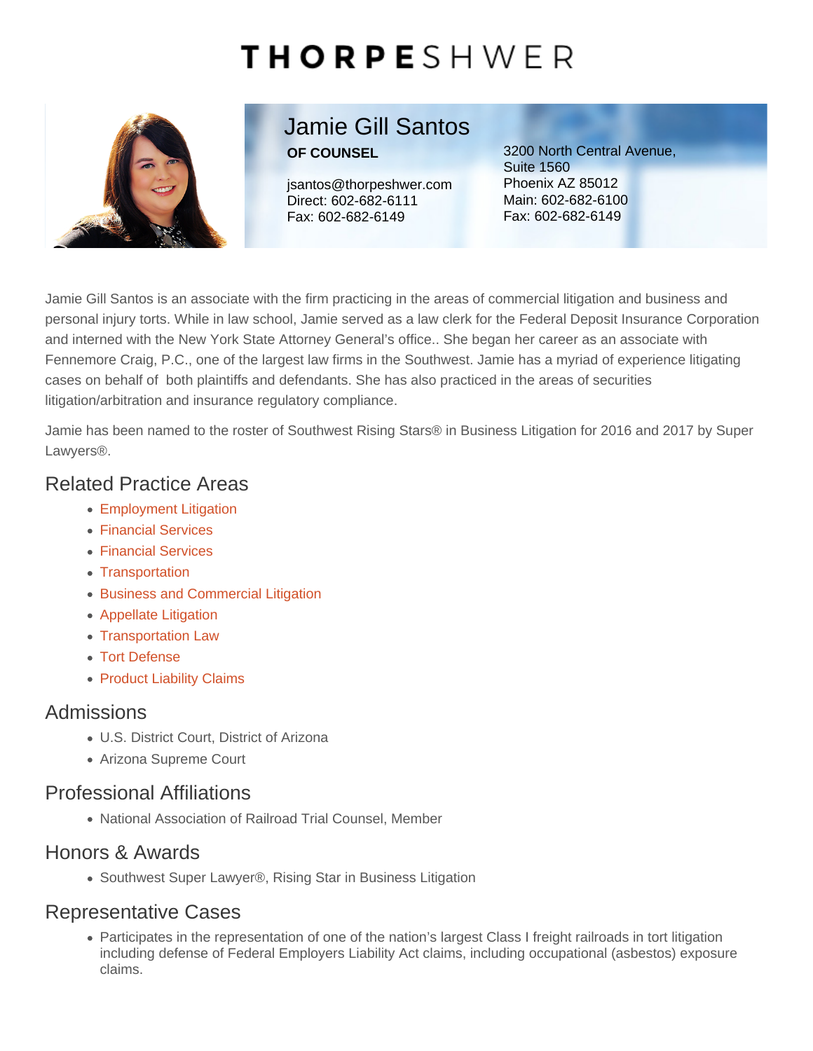# THORPESHWER

## Jamie Gill Santos

**OF COUNSEL**

jsantos@thorpeshwer.com
Direct: 602-682-6111
Fax: 602-682-6149

3200 North Central Avenue, Suite 1560
Phoenix AZ 85012
Main: 602-682-6100
Fax: 602-682-6149

Jamie Gill Santos is an associate with the firm practicing in the areas of commercial litigation and business and personal injury torts. While in law school, Jamie served as a law clerk for the Federal Deposit Insurance Corporation and interned with the New York State Attorney General's office.. She began her career as an associate with Fennemore Craig, P.C., one of the largest law firms in the Southwest. Jamie has a myriad of experience litigating cases on behalf of both plaintiffs and defendants. She has also practiced in the areas of securities litigation/arbitration and insurance regulatory compliance.

Jamie has been named to the roster of Southwest Rising Stars® in Business Litigation for 2016 and 2017 by Super Lawyers®.

## Related Practice Areas

- Employment Litigation
- Financial Services
- Financial Services
- Transportation
- Business and Commercial Litigation
- Appellate Litigation
- Transportation Law
- Tort Defense
- Product Liability Claims

## Admissions

- U.S. District Court, District of Arizona
- Arizona Supreme Court

## Professional Affiliations

- National Association of Railroad Trial Counsel, Member

## Honors & Awards

- Southwest Super Lawyer®, Rising Star in Business Litigation

## Representative Cases

- Participates in the representation of one of the nation's largest Class I freight railroads in tort litigation including defense of Federal Employers Liability Act claims, including occupational (asbestos) exposure claims.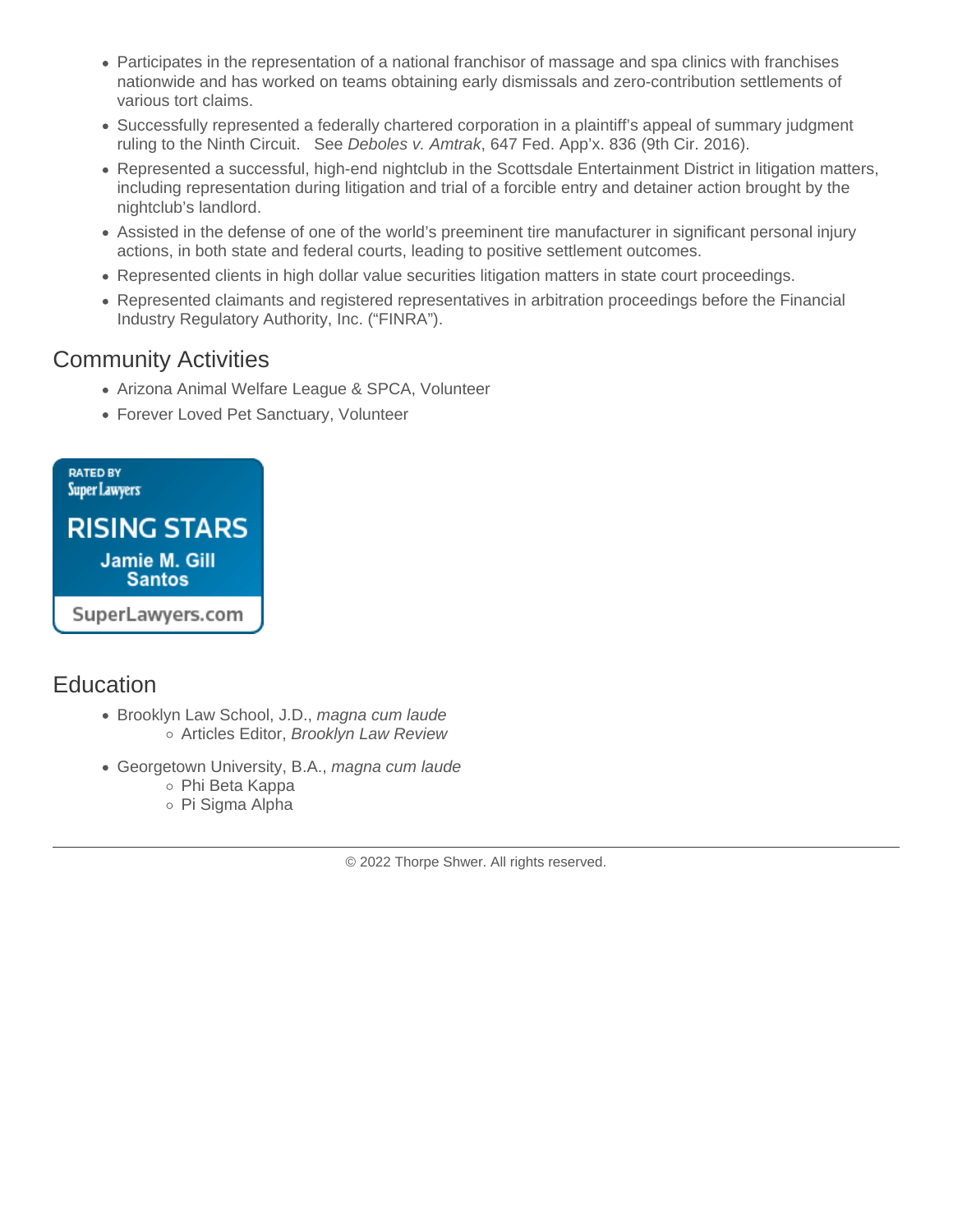- Participates in the representation of a national franchisor of massage and spa clinics with franchises nationwide and has worked on teams obtaining early dismissals and zero-contribution settlements of various tort claims.
- Successfully represented a federally chartered corporation in a plaintiff's appeal of summary judgment ruling to the Ninth Circuit. See *Deboles v. Amtrak*, 647 Fed. App'x. 836 (9th Cir. 2016).
- Represented a successful, high-end nightclub in the Scottsdale Entertainment District in litigation matters, including representation during litigation and trial of a forcible entry and detainer action brought by the nightclub's landlord.
- Assisted in the defense of one of the world's preeminent tire manufacturer in significant personal injury actions, in both state and federal courts, leading to positive settlement outcomes.
- Represented clients in high dollar value securities litigation matters in state court proceedings.
- Represented claimants and registered representatives in arbitration proceedings before the Financial Industry Regulatory Authority, Inc. ("FINRA").

## Community Activities

- Arizona Animal Welfare League & SPCA, Volunteer
- Forever Loved Pet Sanctuary, Volunteer

RATED BY Super Lawyers

RISING STARS

Jamie M. Gill Santos

SuperLawyers.com

## Education

- Brooklyn Law School, J.D., *magna cum laude*
  - Articles Editor, *Brooklyn Law Review*
- Georgetown University, B.A., *magna cum laude*
  - Phi Beta Kappa
  - Pi Sigma Alpha

© 2022 Thorpe Shwer. All rights reserved.